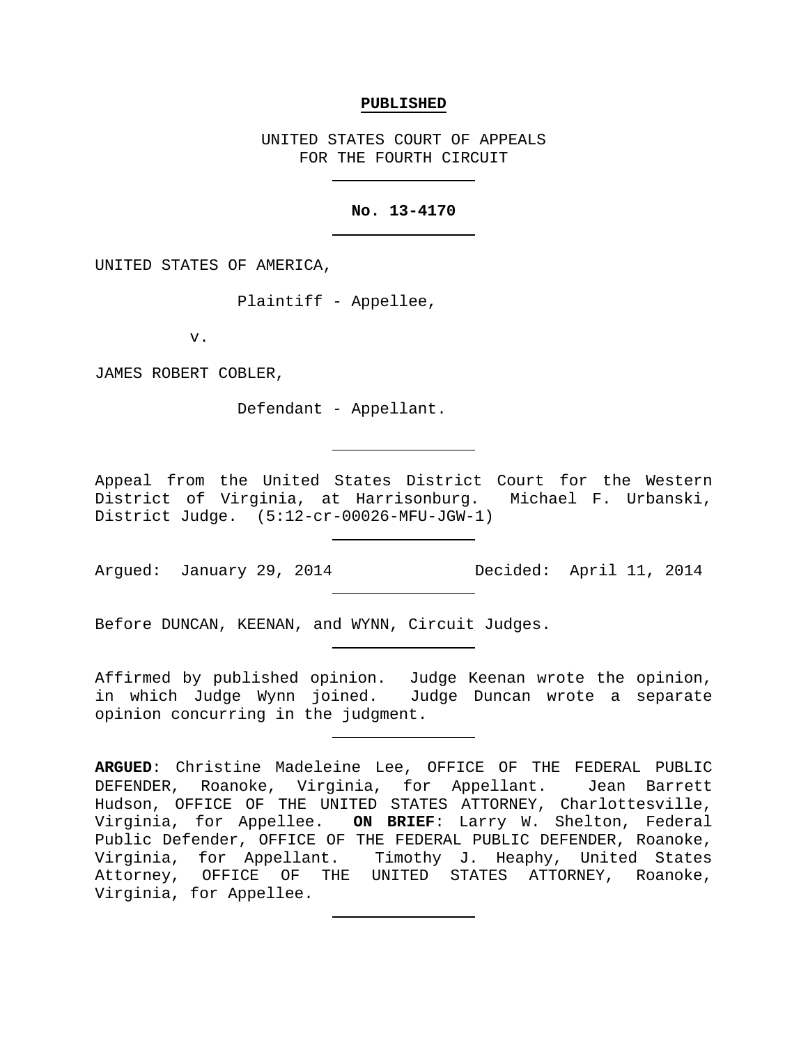**PUBLISHED**

UNITED STATES COURT OF APPEALS
FOR THE FOURTH CIRCUIT

**No. 13-4170**

UNITED STATES OF AMERICA,

Plaintiff - Appellee,

v.

JAMES ROBERT COBLER,

Defendant - Appellant.

Appeal from the United States District Court for the Western District of Virginia, at Harrisonburg. Michael F. Urbanski, District Judge. (5:12-cr-00026-MFU-JGW-1)

Argued: January 29, 2014    Decided: April 11, 2014

Before DUNCAN, KEENAN, and WYNN, Circuit Judges.

Affirmed by published opinion. Judge Keenan wrote the opinion, in which Judge Wynn joined. Judge Duncan wrote a separate opinion concurring in the judgment.

**ARGUED**: Christine Madeleine Lee, OFFICE OF THE FEDERAL PUBLIC DEFENDER, Roanoke, Virginia, for Appellant. Jean Barrett Hudson, OFFICE OF THE UNITED STATES ATTORNEY, Charlottesville, Virginia, for Appellee. **ON BRIEF**: Larry W. Shelton, Federal Public Defender, OFFICE OF THE FEDERAL PUBLIC DEFENDER, Roanoke, Virginia, for Appellant. Timothy J. Heaphy, United States Attorney, OFFICE OF THE UNITED STATES ATTORNEY, Roanoke, Virginia, for Appellee.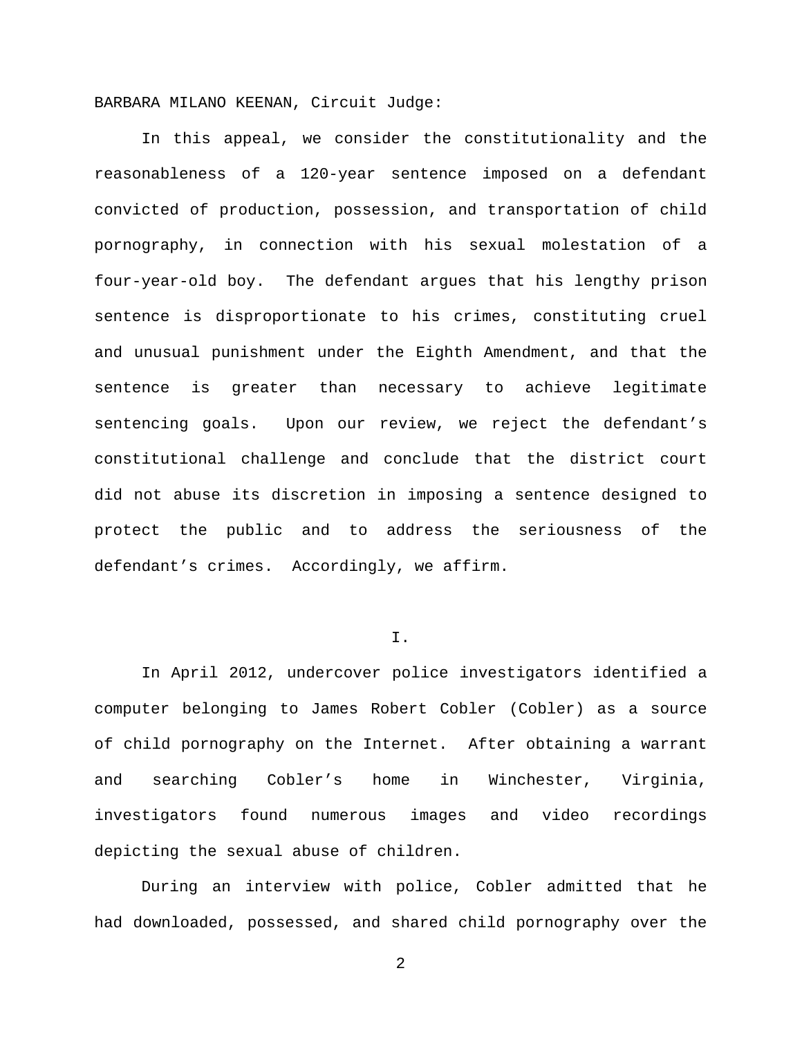BARBARA MILANO KEENAN, Circuit Judge:

In this appeal, we consider the constitutionality and the reasonableness of a 120-year sentence imposed on a defendant convicted of production, possession, and transportation of child pornography, in connection with his sexual molestation of a four-year-old boy. The defendant argues that his lengthy prison sentence is disproportionate to his crimes, constituting cruel and unusual punishment under the Eighth Amendment, and that the sentence is greater than necessary to achieve legitimate sentencing goals. Upon our review, we reject the defendant's constitutional challenge and conclude that the district court did not abuse its discretion in imposing a sentence designed to protect the public and to address the seriousness of the defendant's crimes. Accordingly, we affirm.

I.

In April 2012, undercover police investigators identified a computer belonging to James Robert Cobler (Cobler) as a source of child pornography on the Internet. After obtaining a warrant and searching Cobler's home in Winchester, Virginia, investigators found numerous images and video recordings depicting the sexual abuse of children.

During an interview with police, Cobler admitted that he had downloaded, possessed, and shared child pornography over the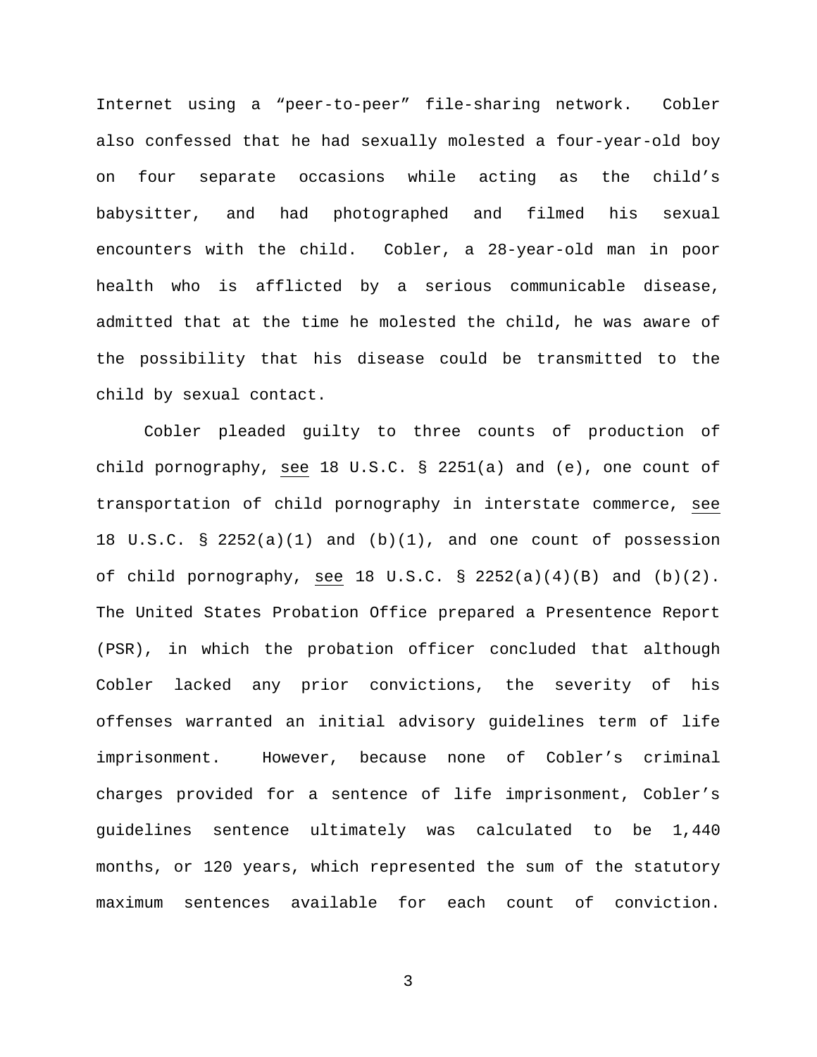Internet using a "peer-to-peer" file-sharing network. Cobler also confessed that he had sexually molested a four-year-old boy on four separate occasions while acting as the child's babysitter, and had photographed and filmed his sexual encounters with the child. Cobler, a 28-year-old man in poor health who is afflicted by a serious communicable disease, admitted that at the time he molested the child, he was aware of the possibility that his disease could be transmitted to the child by sexual contact.

Cobler pleaded guilty to three counts of production of child pornography, see 18 U.S.C. § 2251(a) and (e), one count of transportation of child pornography in interstate commerce, see 18 U.S.C. § 2252(a)(1) and (b)(1), and one count of possession of child pornography, see 18 U.S.C. § 2252(a)(4)(B) and (b)(2). The United States Probation Office prepared a Presentence Report (PSR), in which the probation officer concluded that although Cobler lacked any prior convictions, the severity of his offenses warranted an initial advisory guidelines term of life imprisonment. However, because none of Cobler's criminal charges provided for a sentence of life imprisonment, Cobler's guidelines sentence ultimately was calculated to be 1,440 months, or 120 years, which represented the sum of the statutory maximum sentences available for each count of conviction.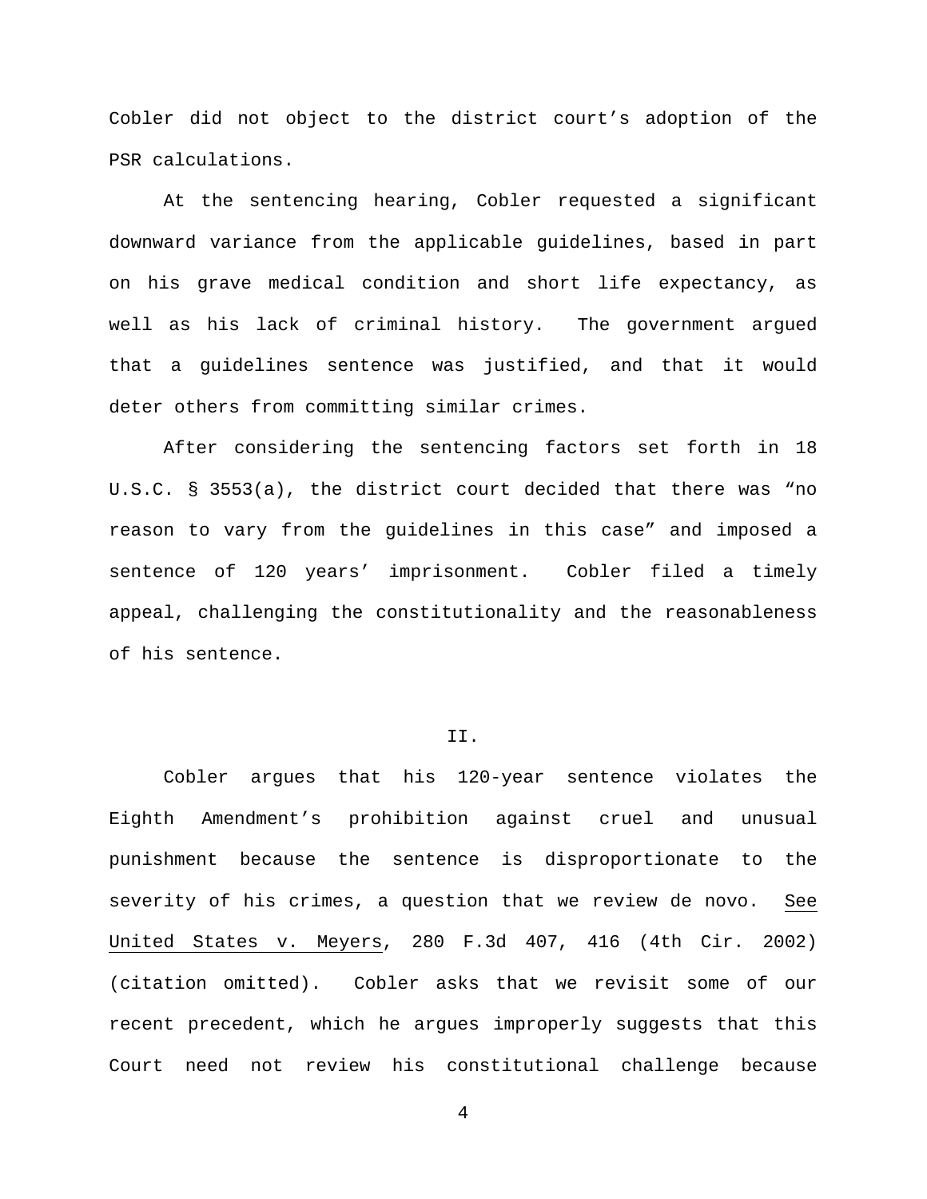Cobler did not object to the district court's adoption of the PSR calculations.

At the sentencing hearing, Cobler requested a significant downward variance from the applicable guidelines, based in part on his grave medical condition and short life expectancy, as well as his lack of criminal history. The government argued that a guidelines sentence was justified, and that it would deter others from committing similar crimes.

After considering the sentencing factors set forth in 18 U.S.C. § 3553(a), the district court decided that there was "no reason to vary from the guidelines in this case" and imposed a sentence of 120 years' imprisonment. Cobler filed a timely appeal, challenging the constitutionality and the reasonableness of his sentence.

## II.

Cobler argues that his 120-year sentence violates the Eighth Amendment's prohibition against cruel and unusual punishment because the sentence is disproportionate to the severity of his crimes, a question that we review de novo. See United States v. Meyers, 280 F.3d 407, 416 (4th Cir. 2002) (citation omitted). Cobler asks that we revisit some of our recent precedent, which he argues improperly suggests that this Court need not review his constitutional challenge because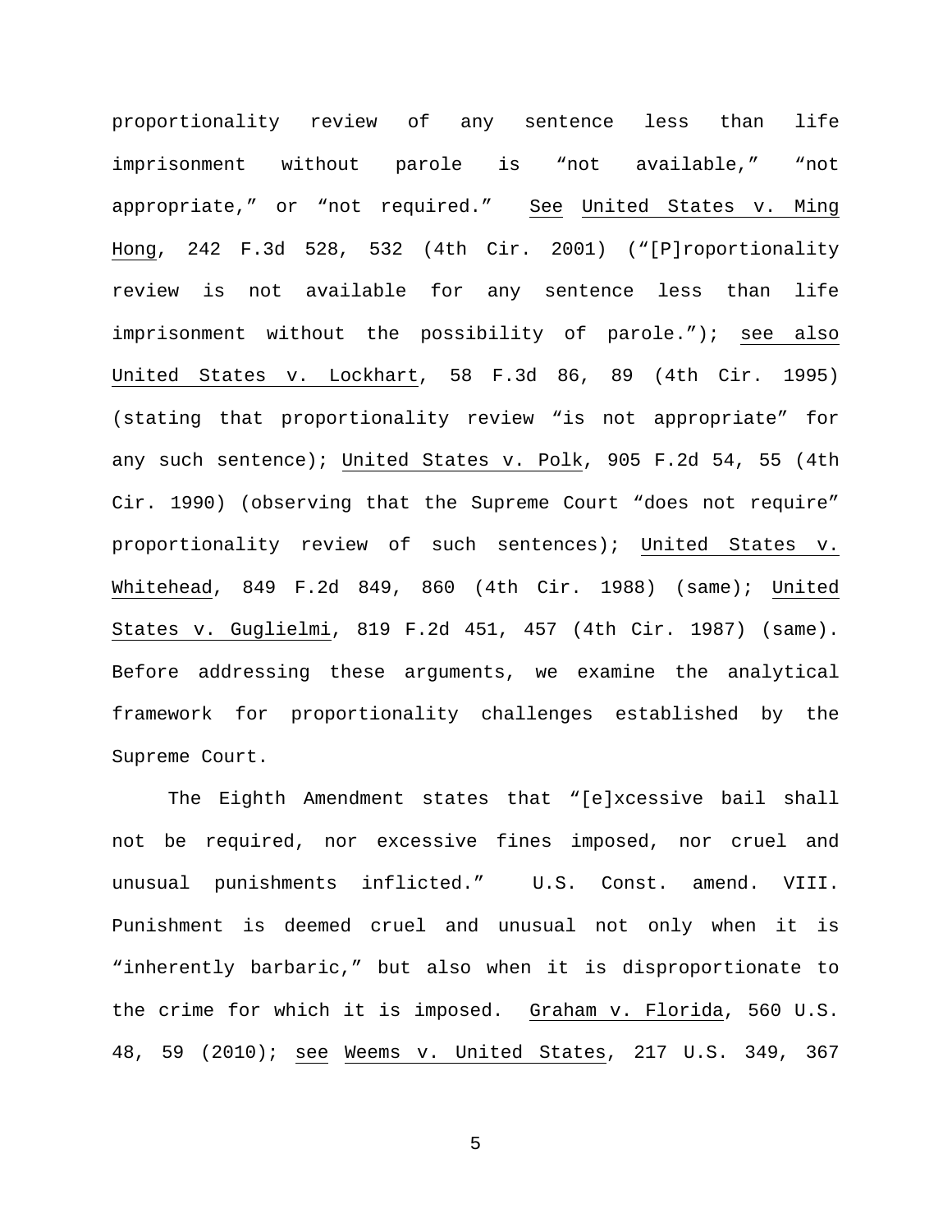proportionality review of any sentence less than life imprisonment without parole is "not available," "not appropriate," or "not required." See United States v. Ming Hong, 242 F.3d 528, 532 (4th Cir. 2001) ("[P]roportionality review is not available for any sentence less than life imprisonment without the possibility of parole."); see also United States v. Lockhart, 58 F.3d 86, 89 (4th Cir. 1995) (stating that proportionality review "is not appropriate" for any such sentence); United States v. Polk, 905 F.2d 54, 55 (4th Cir. 1990) (observing that the Supreme Court "does not require" proportionality review of such sentences); United States v. Whitehead, 849 F.2d 849, 860 (4th Cir. 1988) (same); United States v. Guglielmi, 819 F.2d 451, 457 (4th Cir. 1987) (same). Before addressing these arguments, we examine the analytical framework for proportionality challenges established by the Supreme Court.

The Eighth Amendment states that "[e]xcessive bail shall not be required, nor excessive fines imposed, nor cruel and unusual punishments inflicted." U.S. Const. amend. VIII. Punishment is deemed cruel and unusual not only when it is "inherently barbaric," but also when it is disproportionate to the crime for which it is imposed. Graham v. Florida, 560 U.S. 48, 59 (2010); see Weems v. United States, 217 U.S. 349, 367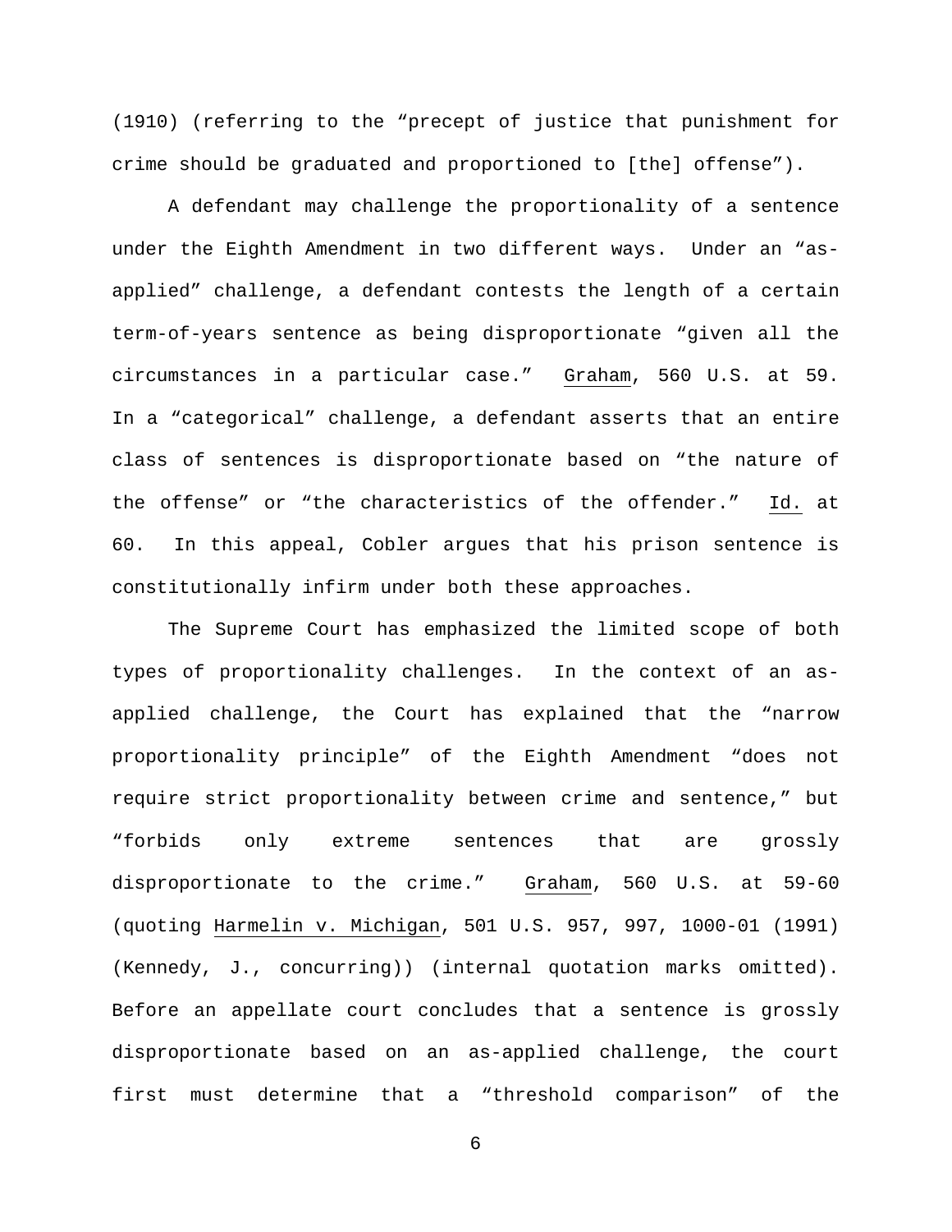(1910) (referring to the "precept of justice that punishment for crime should be graduated and proportioned to [the] offense").

A defendant may challenge the proportionality of a sentence under the Eighth Amendment in two different ways. Under an "as-applied" challenge, a defendant contests the length of a certain term-of-years sentence as being disproportionate "given all the circumstances in a particular case." Graham, 560 U.S. at 59. In a "categorical" challenge, a defendant asserts that an entire class of sentences is disproportionate based on "the nature of the offense" or "the characteristics of the offender." Id. at 60. In this appeal, Cobler argues that his prison sentence is constitutionally infirm under both these approaches.

The Supreme Court has emphasized the limited scope of both types of proportionality challenges. In the context of an as-applied challenge, the Court has explained that the "narrow proportionality principle" of the Eighth Amendment "does not require strict proportionality between crime and sentence," but "forbids only extreme sentences that are grossly disproportionate to the crime." Graham, 560 U.S. at 59-60 (quoting Harmelin v. Michigan, 501 U.S. 957, 997, 1000-01 (1991) (Kennedy, J., concurring)) (internal quotation marks omitted). Before an appellate court concludes that a sentence is grossly disproportionate based on an as-applied challenge, the court first must determine that a "threshold comparison" of the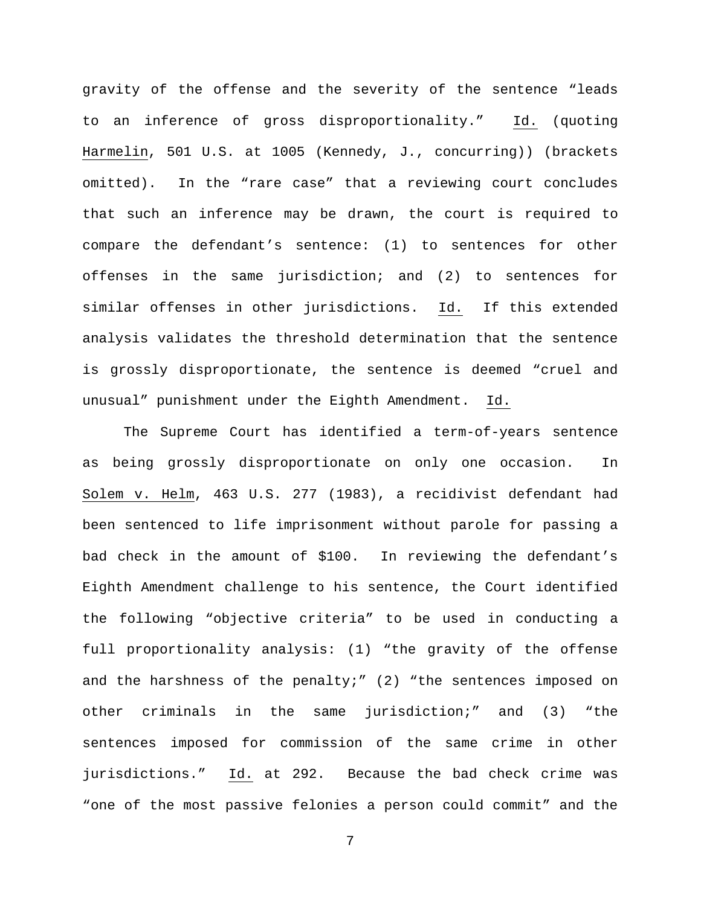gravity of the offense and the severity of the sentence "leads to an inference of gross disproportionality." Id. (quoting Harmelin, 501 U.S. at 1005 (Kennedy, J., concurring)) (brackets omitted). In the "rare case" that a reviewing court concludes that such an inference may be drawn, the court is required to compare the defendant's sentence: (1) to sentences for other offenses in the same jurisdiction; and (2) to sentences for similar offenses in other jurisdictions. Id. If this extended analysis validates the threshold determination that the sentence is grossly disproportionate, the sentence is deemed "cruel and unusual" punishment under the Eighth Amendment. Id.

The Supreme Court has identified a term-of-years sentence as being grossly disproportionate on only one occasion. In Solem v. Helm, 463 U.S. 277 (1983), a recidivist defendant had been sentenced to life imprisonment without parole for passing a bad check in the amount of $100. In reviewing the defendant's Eighth Amendment challenge to his sentence, the Court identified the following "objective criteria" to be used in conducting a full proportionality analysis: (1) "the gravity of the offense and the harshness of the penalty;" (2) "the sentences imposed on other criminals in the same jurisdiction;" and (3) "the sentences imposed for commission of the same crime in other jurisdictions." Id. at 292. Because the bad check crime was "one of the most passive felonies a person could commit" and the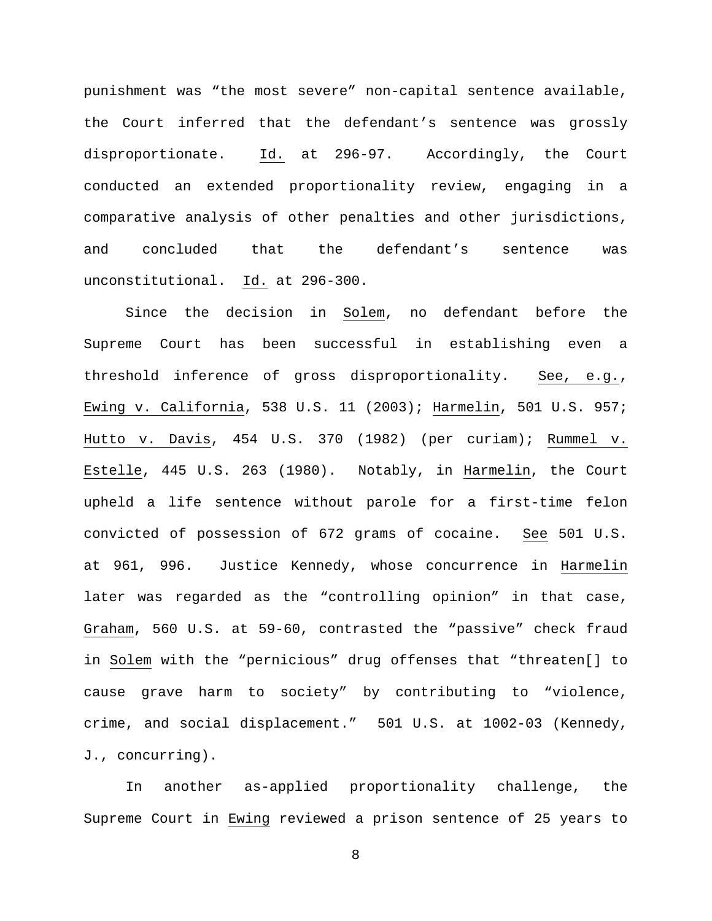punishment was "the most severe" non-capital sentence available, the Court inferred that the defendant's sentence was grossly disproportionate. Id. at 296-97. Accordingly, the Court conducted an extended proportionality review, engaging in a comparative analysis of other penalties and other jurisdictions, and concluded that the defendant's sentence was unconstitutional. Id. at 296-300.

Since the decision in Solem, no defendant before the Supreme Court has been successful in establishing even a threshold inference of gross disproportionality. See, e.g., Ewing v. California, 538 U.S. 11 (2003); Harmelin, 501 U.S. 957; Hutto v. Davis, 454 U.S. 370 (1982) (per curiam); Rummel v. Estelle, 445 U.S. 263 (1980). Notably, in Harmelin, the Court upheld a life sentence without parole for a first-time felon convicted of possession of 672 grams of cocaine. See 501 U.S. at 961, 996. Justice Kennedy, whose concurrence in Harmelin later was regarded as the "controlling opinion" in that case, Graham, 560 U.S. at 59-60, contrasted the "passive" check fraud in Solem with the "pernicious" drug offenses that "threaten[] to cause grave harm to society" by contributing to "violence, crime, and social displacement." 501 U.S. at 1002-03 (Kennedy, J., concurring).

In another as-applied proportionality challenge, the Supreme Court in Ewing reviewed a prison sentence of 25 years to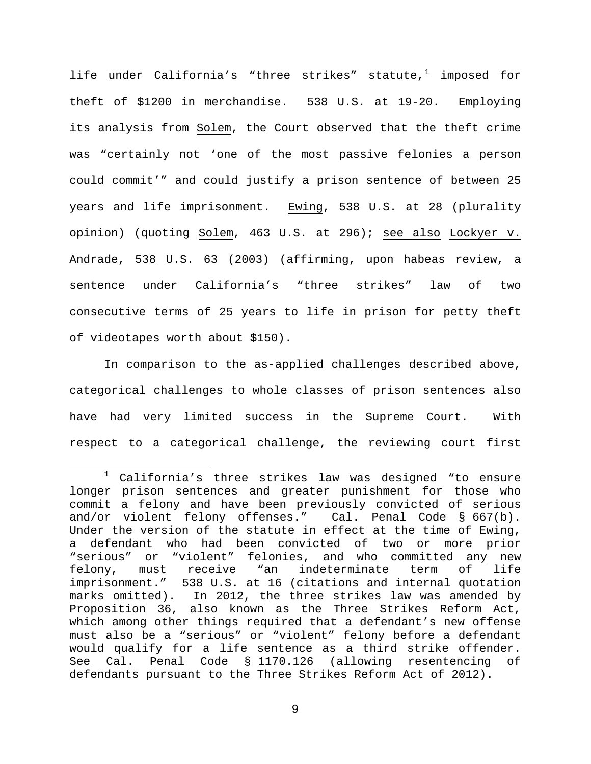life under California's "three strikes" statute,[1] imposed for theft of $1200 in merchandise. 538 U.S. at 19-20. Employing its analysis from Solem, the Court observed that the theft crime was "certainly not 'one of the most passive felonies a person could commit'" and could justify a prison sentence of between 25 years and life imprisonment. Ewing, 538 U.S. at 28 (plurality opinion) (quoting Solem, 463 U.S. at 296); see also Lockyer v. Andrade, 538 U.S. 63 (2003) (affirming, upon habeas review, a sentence under California's "three strikes" law of two consecutive terms of 25 years to life in prison for petty theft of videotapes worth about $150).

In comparison to the as-applied challenges described above, categorical challenges to whole classes of prison sentences also have had very limited success in the Supreme Court. With respect to a categorical challenge, the reviewing court first

---

[1] California's three strikes law was designed "to ensure longer prison sentences and greater punishment for those who commit a felony and have been previously convicted of serious and/or violent felony offenses." Cal. Penal Code § 667(b). Under the version of the statute in effect at the time of Ewing, a defendant who had been convicted of two or more prior "serious" or "violent" felonies, and who committed any new felony, must receive "an indeterminate term of life imprisonment." 538 U.S. at 16 (citations and internal quotation marks omitted). In 2012, the three strikes law was amended by Proposition 36, also known as the Three Strikes Reform Act, which among other things required that a defendant's new offense must also be a "serious" or "violent" felony before a defendant would qualify for a life sentence as a third strike offender. See Cal. Penal Code § 1170.126 (allowing resentencing of defendants pursuant to the Three Strikes Reform Act of 2012).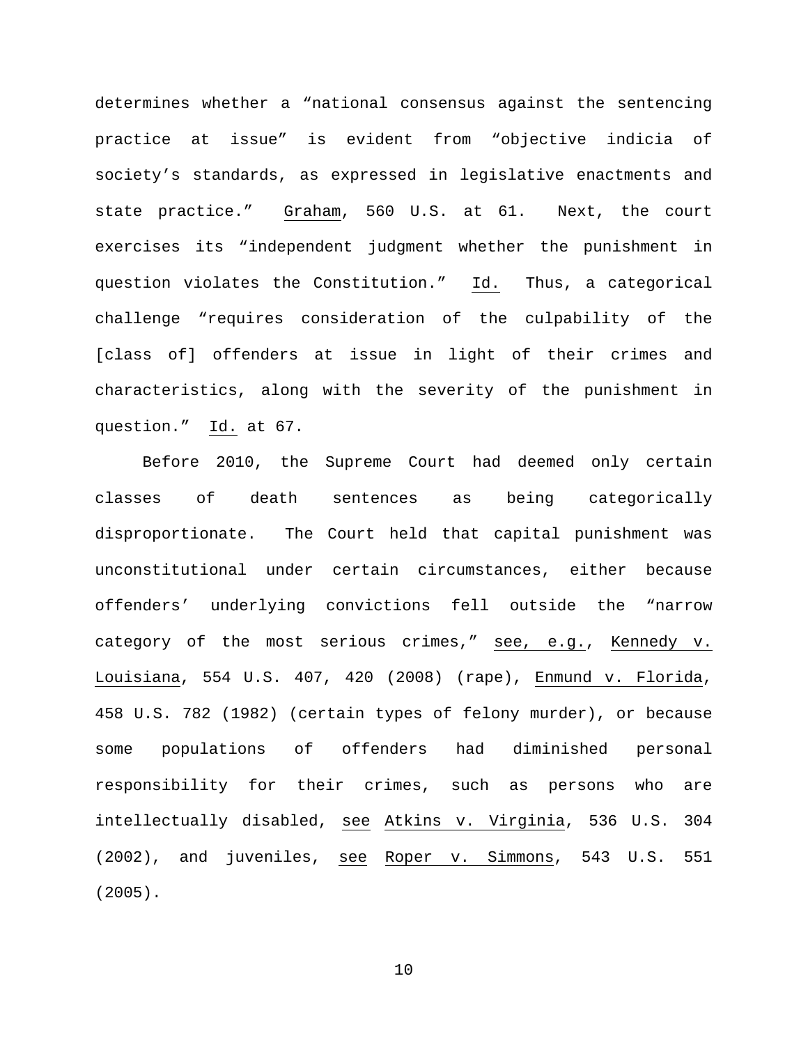determines whether a "national consensus against the sentencing practice at issue" is evident from "objective indicia of society's standards, as expressed in legislative enactments and state practice." Graham, 560 U.S. at 61. Next, the court exercises its "independent judgment whether the punishment in question violates the Constitution." Id. Thus, a categorical challenge "requires consideration of the culpability of the [class of] offenders at issue in light of their crimes and characteristics, along with the severity of the punishment in question." Id. at 67.

Before 2010, the Supreme Court had deemed only certain classes of death sentences as being categorically disproportionate. The Court held that capital punishment was unconstitutional under certain circumstances, either because offenders' underlying convictions fell outside the "narrow category of the most serious crimes," see, e.g., Kennedy v. Louisiana, 554 U.S. 407, 420 (2008) (rape), Enmund v. Florida, 458 U.S. 782 (1982) (certain types of felony murder), or because some populations of offenders had diminished personal responsibility for their crimes, such as persons who are intellectually disabled, see Atkins v. Virginia, 536 U.S. 304 (2002), and juveniles, see Roper v. Simmons, 543 U.S. 551 (2005).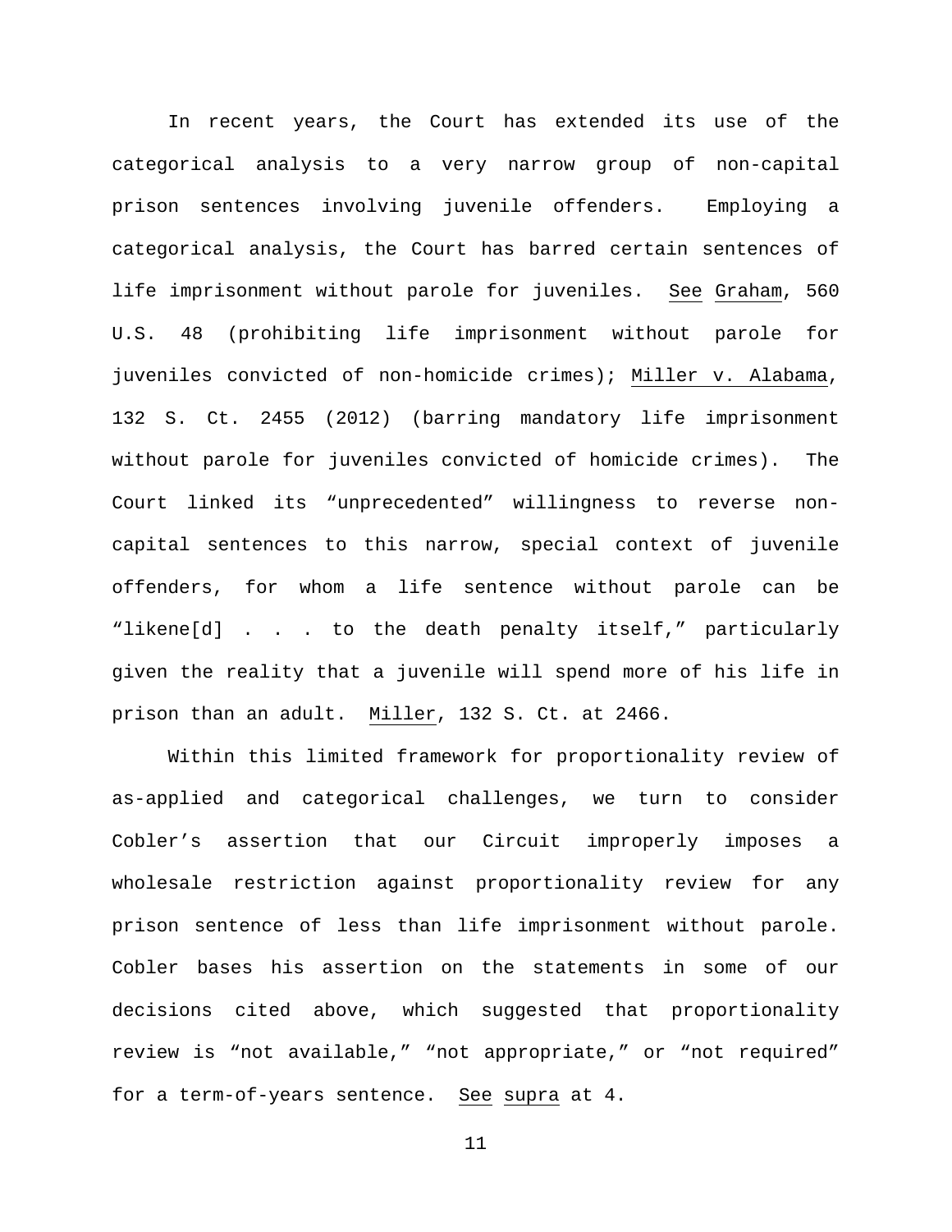In recent years, the Court has extended its use of the categorical analysis to a very narrow group of non-capital prison sentences involving juvenile offenders. Employing a categorical analysis, the Court has barred certain sentences of life imprisonment without parole for juveniles. See Graham, 560 U.S. 48 (prohibiting life imprisonment without parole for juveniles convicted of non-homicide crimes); Miller v. Alabama, 132 S. Ct. 2455 (2012) (barring mandatory life imprisonment without parole for juveniles convicted of homicide crimes). The Court linked its "unprecedented" willingness to reverse non-capital sentences to this narrow, special context of juvenile offenders, for whom a life sentence without parole can be "likene[d] . . . to the death penalty itself," particularly given the reality that a juvenile will spend more of his life in prison than an adult. Miller, 132 S. Ct. at 2466.

Within this limited framework for proportionality review of as-applied and categorical challenges, we turn to consider Cobler's assertion that our Circuit improperly imposes a wholesale restriction against proportionality review for any prison sentence of less than life imprisonment without parole. Cobler bases his assertion on the statements in some of our decisions cited above, which suggested that proportionality review is "not available," "not appropriate," or "not required" for a term-of-years sentence. See supra at 4.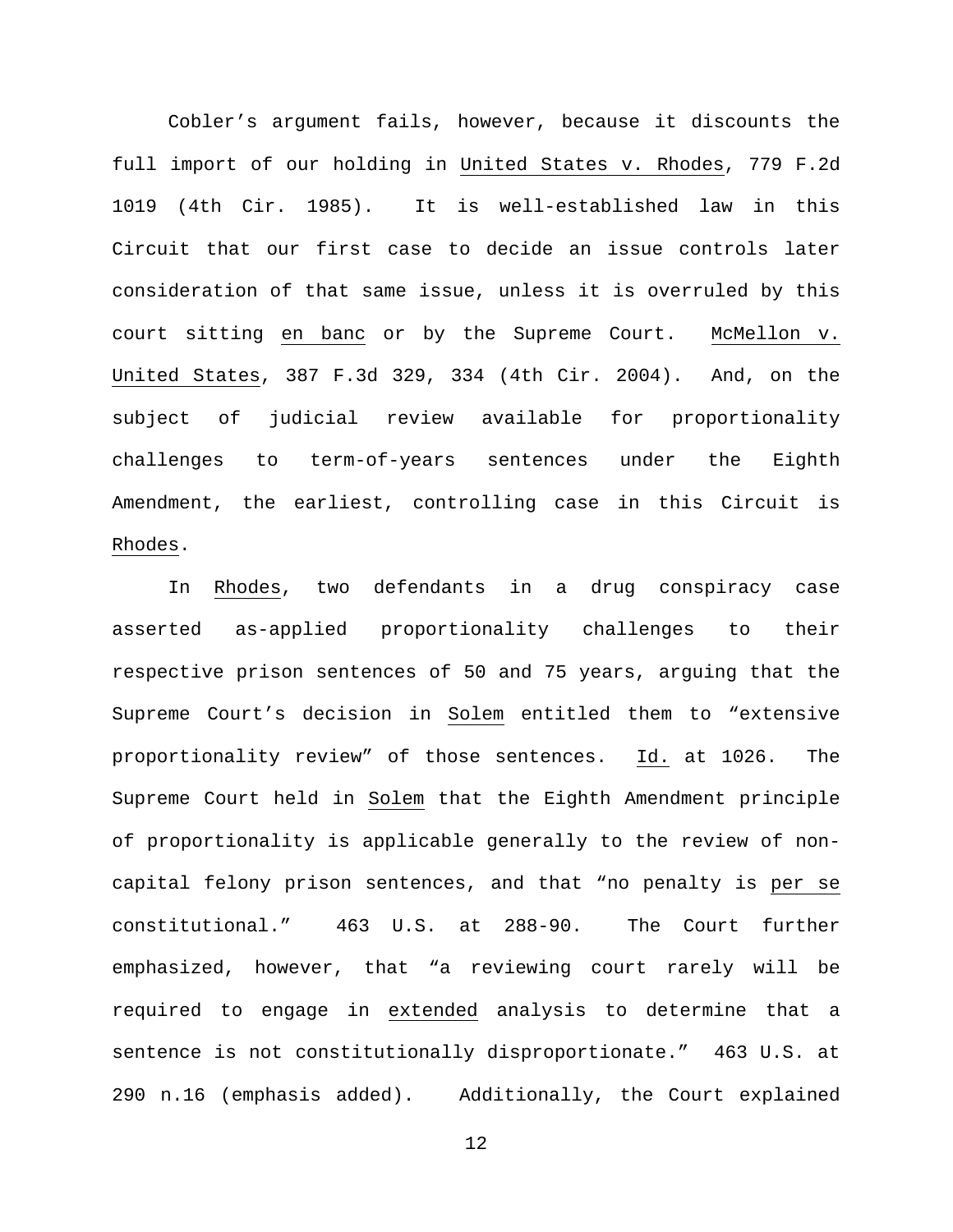Cobler's argument fails, however, because it discounts the full import of our holding in United States v. Rhodes, 779 F.2d 1019 (4th Cir. 1985). It is well-established law in this Circuit that our first case to decide an issue controls later consideration of that same issue, unless it is overruled by this court sitting *en banc* or by the Supreme Court. McMellon v. United States, 387 F.3d 329, 334 (4th Cir. 2004). And, on the subject of judicial review available for proportionality challenges to term-of-years sentences under the Eighth Amendment, the earliest, controlling case in this Circuit is Rhodes.

In Rhodes, two defendants in a drug conspiracy case asserted as-applied proportionality challenges to their respective prison sentences of 50 and 75 years, arguing that the Supreme Court's decision in Solem entitled them to "extensive proportionality review" of those sentences. Id. at 1026. The Supreme Court held in Solem that the Eighth Amendment principle of proportionality is applicable generally to the review of non-capital felony prison sentences, and that "no penalty is *per se* constitutional." 463 U.S. at 288-90. The Court further emphasized, however, that "a reviewing court rarely will be required to engage in *extended* analysis to determine that a sentence is not constitutionally disproportionate." 463 U.S. at 290 n.16 (emphasis added). Additionally, the Court explained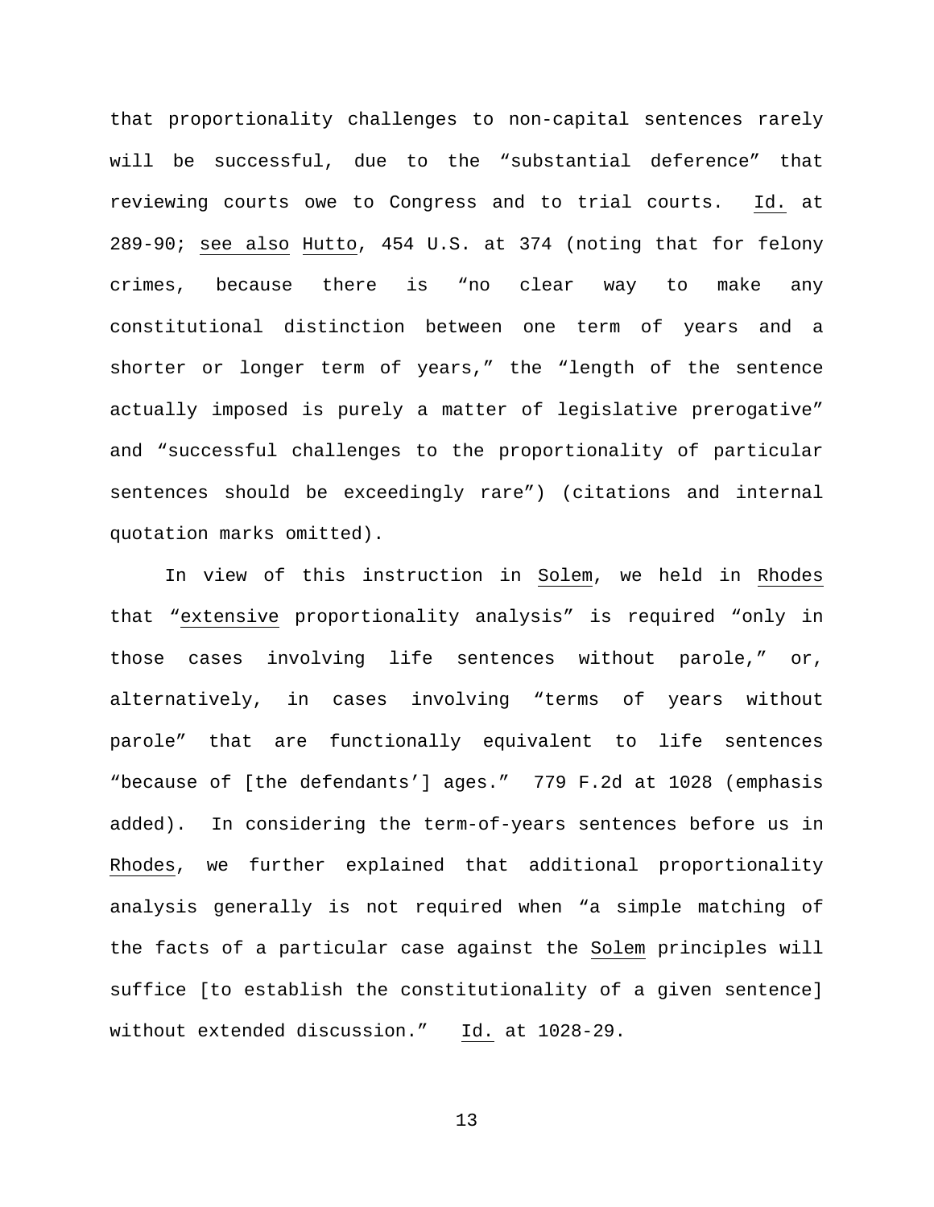that proportionality challenges to non-capital sentences rarely will be successful, due to the "substantial deference" that reviewing courts owe to Congress and to trial courts. Id. at 289-90; see also Hutto, 454 U.S. at 374 (noting that for felony crimes, because there is "no clear way to make any constitutional distinction between one term of years and a shorter or longer term of years," the "length of the sentence actually imposed is purely a matter of legislative prerogative" and "successful challenges to the proportionality of particular sentences should be exceedingly rare") (citations and internal quotation marks omitted).

In view of this instruction in Solem, we held in Rhodes that "extensive proportionality analysis" is required "only in those cases involving life sentences without parole," or, alternatively, in cases involving "terms of years without parole" that are functionally equivalent to life sentences "because of [the defendants'] ages." 779 F.2d at 1028 (emphasis added). In considering the term-of-years sentences before us in Rhodes, we further explained that additional proportionality analysis generally is not required when "a simple matching of the facts of a particular case against the Solem principles will suffice [to establish the constitutionality of a given sentence] without extended discussion." Id. at 1028-29.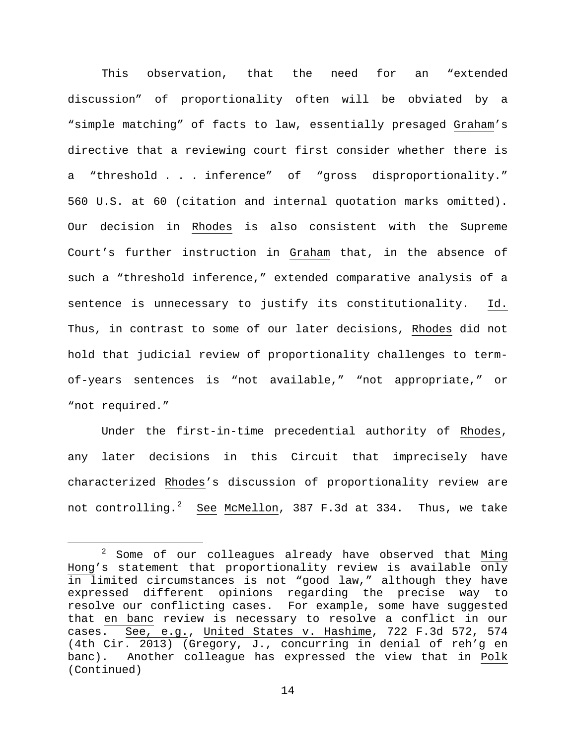This observation, that the need for an "extended discussion" of proportionality often will be obviated by a "simple matching" of facts to law, essentially presaged Graham's directive that a reviewing court first consider whether there is a "threshold . . . inference" of "gross disproportionality." 560 U.S. at 60 (citation and internal quotation marks omitted). Our decision in Rhodes is also consistent with the Supreme Court's further instruction in Graham that, in the absence of such a "threshold inference," extended comparative analysis of a sentence is unnecessary to justify its constitutionality. Id. Thus, in contrast to some of our later decisions, Rhodes did not hold that judicial review of proportionality challenges to term-of-years sentences is "not available," "not appropriate," or "not required."

Under the first-in-time precedential authority of Rhodes, any later decisions in this Circuit that imprecisely have characterized Rhodes's discussion of proportionality review are not controlling.[2] See McMellon, 387 F.3d at 334. Thus, we take

[2] Some of our colleagues already have observed that Ming Hong's statement that proportionality review is available only in limited circumstances is not "good law," although they have expressed different opinions regarding the precise way to resolve our conflicting cases. For example, some have suggested that en banc review is necessary to resolve a conflict in our cases. See, e.g., United States v. Hashime, 722 F.3d 572, 574 (4th Cir. 2013) (Gregory, J., concurring in denial of reh'g en banc). Another colleague has expressed the view that in Polk (Continued)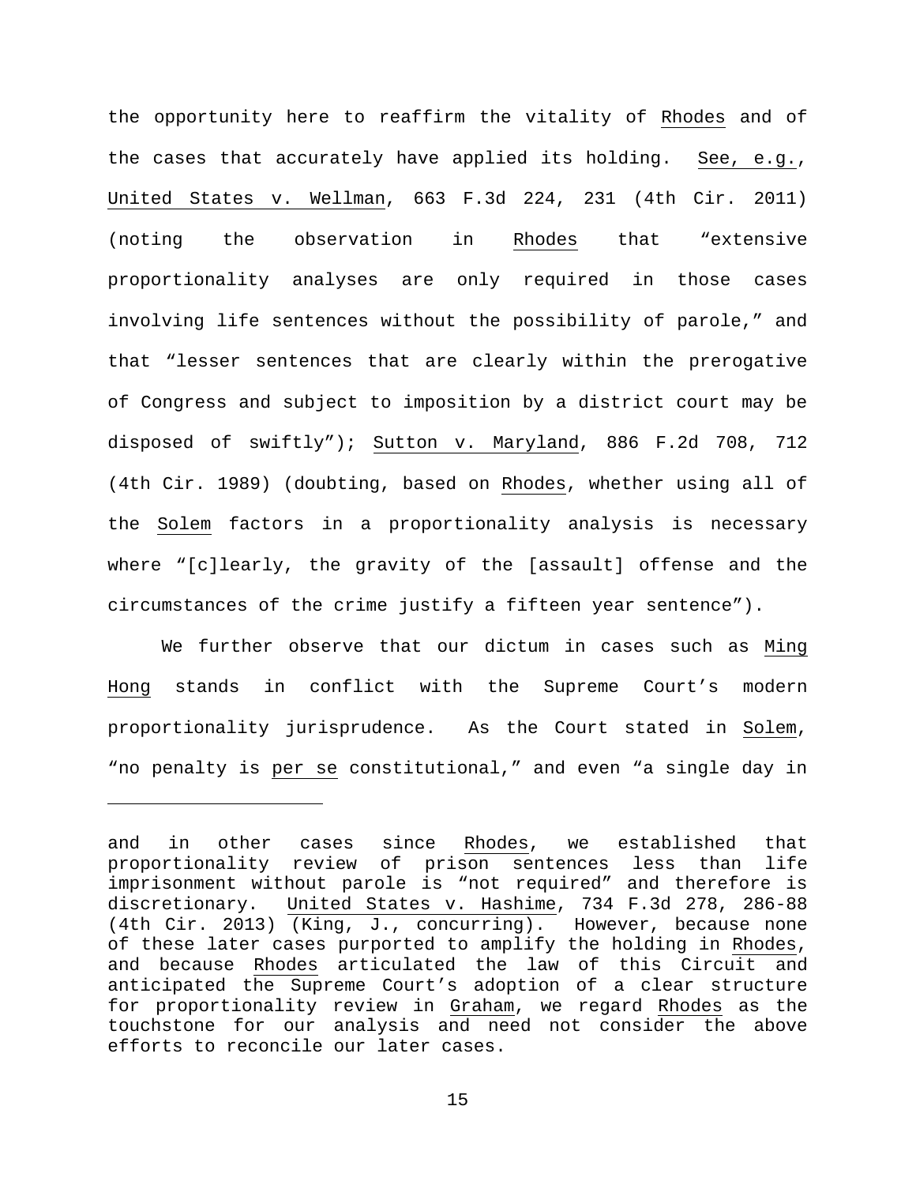the opportunity here to reaffirm the vitality of Rhodes and of the cases that accurately have applied its holding. See, e.g., United States v. Wellman, 663 F.3d 224, 231 (4th Cir. 2011) (noting the observation in Rhodes that "extensive proportionality analyses are only required in those cases involving life sentences without the possibility of parole," and that "lesser sentences that are clearly within the prerogative of Congress and subject to imposition by a district court may be disposed of swiftly"); Sutton v. Maryland, 886 F.2d 708, 712 (4th Cir. 1989) (doubting, based on Rhodes, whether using all of the Solem factors in a proportionality analysis is necessary where "[c]learly, the gravity of the [assault] offense and the circumstances of the crime justify a fifteen year sentence").

We further observe that our dictum in cases such as Ming Hong stands in conflict with the Supreme Court's modern proportionality jurisprudence. As the Court stated in Solem, "no penalty is per se constitutional," and even "a single day in

---

and in other cases since Rhodes, we established that proportionality review of prison sentences less than life imprisonment without parole is "not required" and therefore is discretionary. United States v. Hashime, 734 F.3d 278, 286-88 (4th Cir. 2013) (King, J., concurring). However, because none of these later cases purported to amplify the holding in Rhodes, and because Rhodes articulated the law of this Circuit and anticipated the Supreme Court's adoption of a clear structure for proportionality review in Graham, we regard Rhodes as the touchstone for our analysis and need not consider the above efforts to reconcile our later cases.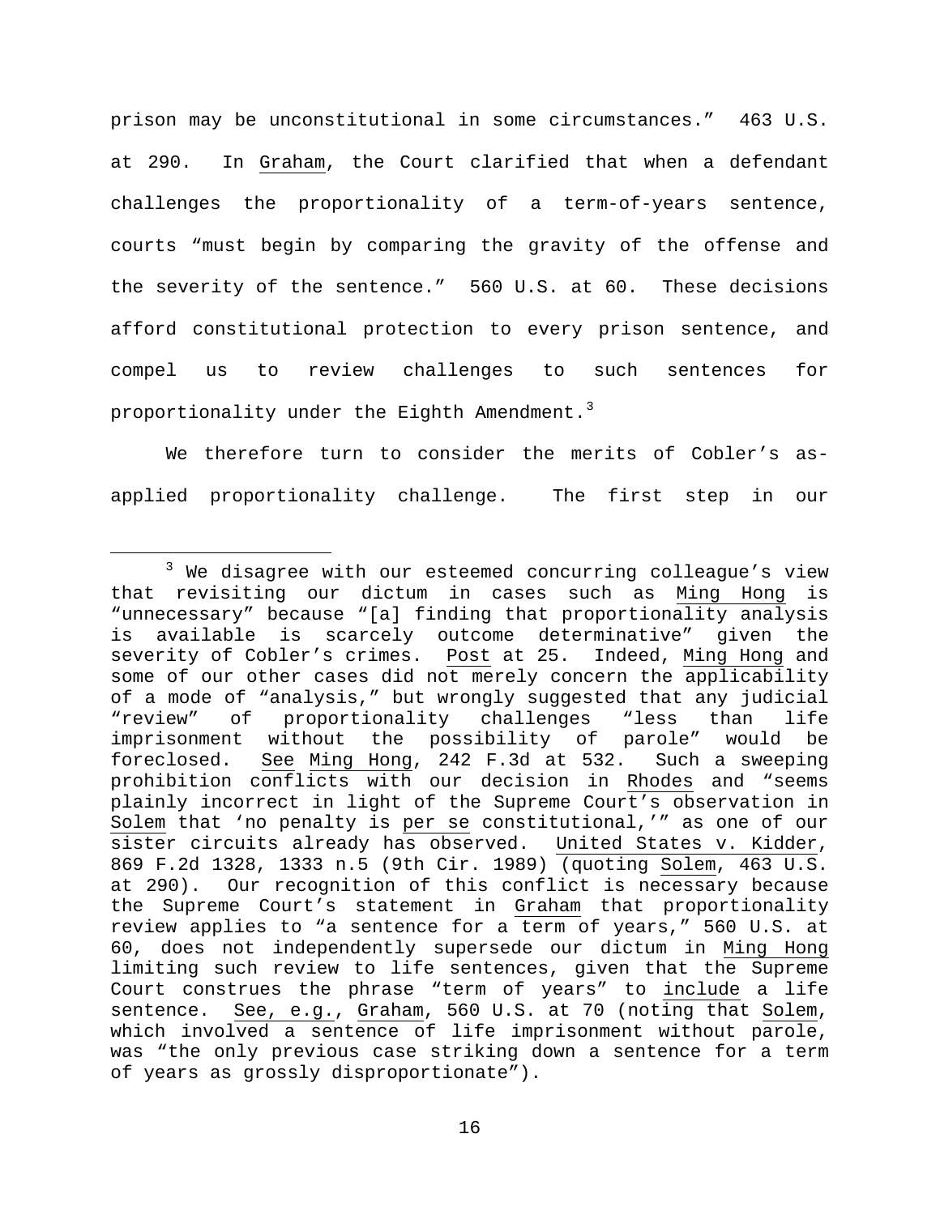prison may be unconstitutional in some circumstances." 463 U.S. at 290. In Graham, the Court clarified that when a defendant challenges the proportionality of a term-of-years sentence, courts "must begin by comparing the gravity of the offense and the severity of the sentence." 560 U.S. at 60. These decisions afford constitutional protection to every prison sentence, and compel us to review challenges to such sentences for proportionality under the Eighth Amendment.[3]

We therefore turn to consider the merits of Cobler's as-applied proportionality challenge. The first step in our

---

[3] We disagree with our esteemed concurring colleague's view that revisiting our dictum in cases such as Ming Hong is "unnecessary" because "[a] finding that proportionality analysis is available is scarcely outcome determinative" given the severity of Cobler's crimes. Post at 25. Indeed, Ming Hong and some of our other cases did not merely concern the applicability of a mode of "analysis," but wrongly suggested that any judicial "review" of proportionality challenges "less than life imprisonment without the possibility of parole" would be foreclosed. See Ming Hong, 242 F.3d at 532. Such a sweeping prohibition conflicts with our decision in Rhodes and "seems plainly incorrect in light of the Supreme Court's observation in Solem that 'no penalty is per se constitutional,'" as one of our sister circuits already has observed. United States v. Kidder, 869 F.2d 1328, 1333 n.5 (9th Cir. 1989) (quoting Solem, 463 U.S. at 290). Our recognition of this conflict is necessary because the Supreme Court's statement in Graham that proportionality review applies to "a sentence for a term of years," 560 U.S. at 60, does not independently supersede our dictum in Ming Hong limiting such review to life sentences, given that the Supreme Court construes the phrase "term of years" to include a life sentence. See, e.g., Graham, 560 U.S. at 70 (noting that Solem, which involved a sentence of life imprisonment without parole, was "the only previous case striking down a sentence for a term of years as grossly disproportionate").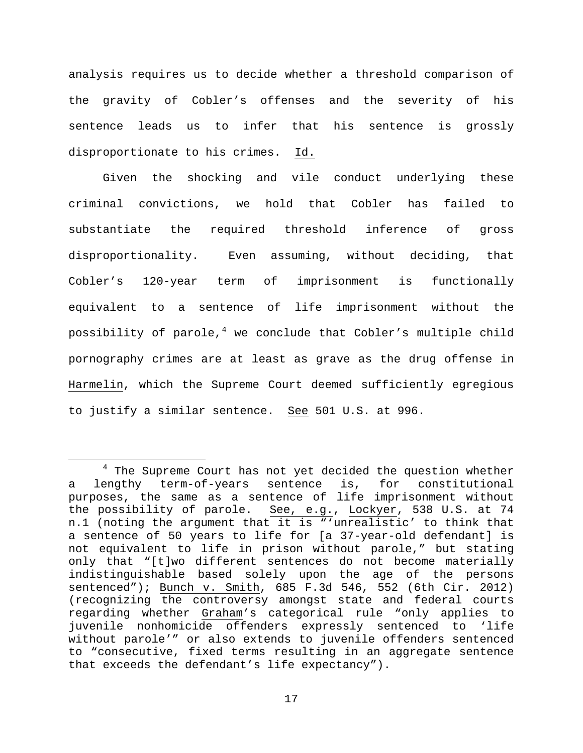analysis requires us to decide whether a threshold comparison of the gravity of Cobler's offenses and the severity of his sentence leads us to infer that his sentence is grossly disproportionate to his crimes. Id.

Given the shocking and vile conduct underlying these criminal convictions, we hold that Cobler has failed to substantiate the required threshold inference of gross disproportionality. Even assuming, without deciding, that Cobler's 120-year term of imprisonment is functionally equivalent to a sentence of life imprisonment without the possibility of parole,[4] we conclude that Cobler's multiple child pornography crimes are at least as grave as the drug offense in Harmelin, which the Supreme Court deemed sufficiently egregious to justify a similar sentence. See 501 U.S. at 996.

---

[4] The Supreme Court has not yet decided the question whether a lengthy term-of-years sentence is, for constitutional purposes, the same as a sentence of life imprisonment without the possibility of parole. See, e.g., Lockyer, 538 U.S. at 74 n.1 (noting the argument that it is "'unrealistic' to think that a sentence of 50 years to life for [a 37-year-old defendant] is not equivalent to life in prison without parole," but stating only that "[t]wo different sentences do not become materially indistinguishable based solely upon the age of the persons sentenced"); Bunch v. Smith, 685 F.3d 546, 552 (6th Cir. 2012) (recognizing the controversy amongst state and federal courts regarding whether Graham's categorical rule "only applies to juvenile nonhomicide offenders expressly sentenced to 'life without parole'" or also extends to juvenile offenders sentenced to "consecutive, fixed terms resulting in an aggregate sentence that exceeds the defendant's life expectancy").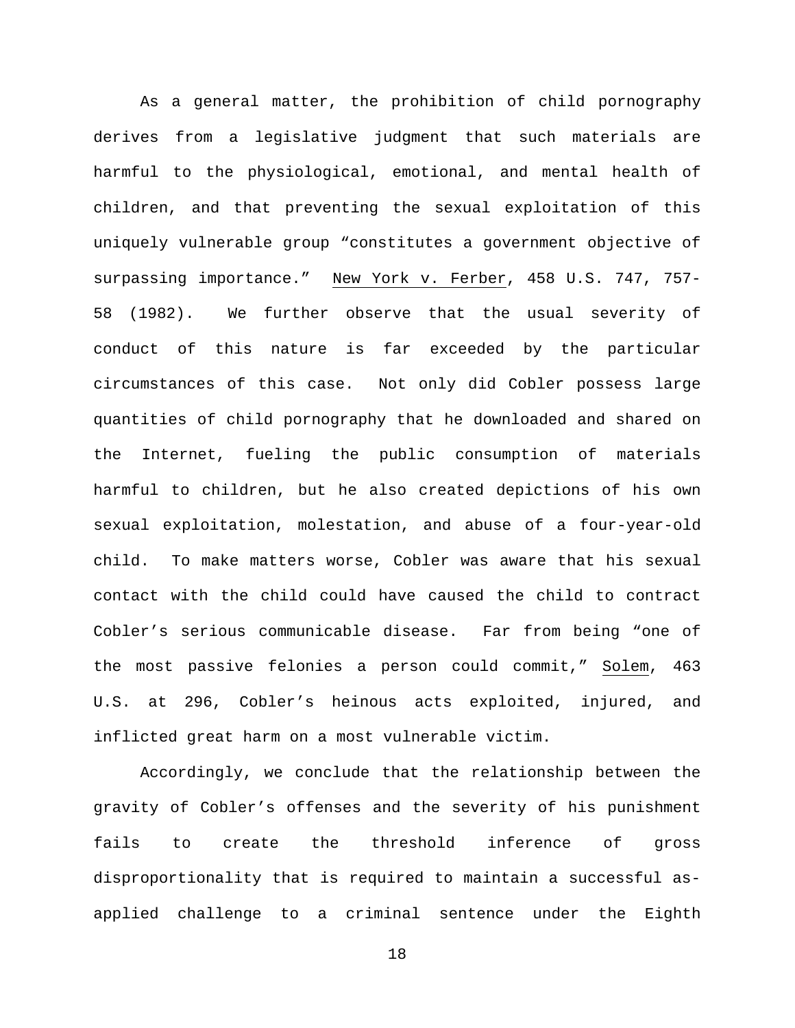As a general matter, the prohibition of child pornography derives from a legislative judgment that such materials are harmful to the physiological, emotional, and mental health of children, and that preventing the sexual exploitation of this uniquely vulnerable group "constitutes a government objective of surpassing importance." New York v. Ferber, 458 U.S. 747, 757-58 (1982). We further observe that the usual severity of conduct of this nature is far exceeded by the particular circumstances of this case. Not only did Cobler possess large quantities of child pornography that he downloaded and shared on the Internet, fueling the public consumption of materials harmful to children, but he also created depictions of his own sexual exploitation, molestation, and abuse of a four-year-old child. To make matters worse, Cobler was aware that his sexual contact with the child could have caused the child to contract Cobler's serious communicable disease. Far from being "one of the most passive felonies a person could commit," Solem, 463 U.S. at 296, Cobler's heinous acts exploited, injured, and inflicted great harm on a most vulnerable victim.

Accordingly, we conclude that the relationship between the gravity of Cobler's offenses and the severity of his punishment fails to create the threshold inference of gross disproportionality that is required to maintain a successful as-applied challenge to a criminal sentence under the Eighth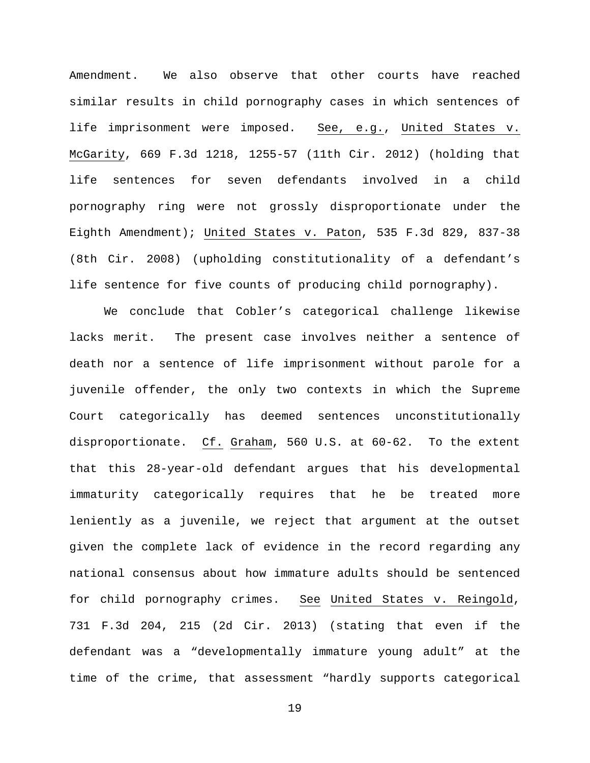Amendment. We also observe that other courts have reached similar results in child pornography cases in which sentences of life imprisonment were imposed. See, e.g., United States v. McGarity, 669 F.3d 1218, 1255-57 (11th Cir. 2012) (holding that life sentences for seven defendants involved in a child pornography ring were not grossly disproportionate under the Eighth Amendment); United States v. Paton, 535 F.3d 829, 837-38 (8th Cir. 2008) (upholding constitutionality of a defendant's life sentence for five counts of producing child pornography).

We conclude that Cobler's categorical challenge likewise lacks merit. The present case involves neither a sentence of death nor a sentence of life imprisonment without parole for a juvenile offender, the only two contexts in which the Supreme Court categorically has deemed sentences unconstitutionally disproportionate. Cf. Graham, 560 U.S. at 60-62. To the extent that this 28-year-old defendant argues that his developmental immaturity categorically requires that he be treated more leniently as a juvenile, we reject that argument at the outset given the complete lack of evidence in the record regarding any national consensus about how immature adults should be sentenced for child pornography crimes. See United States v. Reingold, 731 F.3d 204, 215 (2d Cir. 2013) (stating that even if the defendant was a "developmentally immature young adult" at the time of the crime, that assessment "hardly supports categorical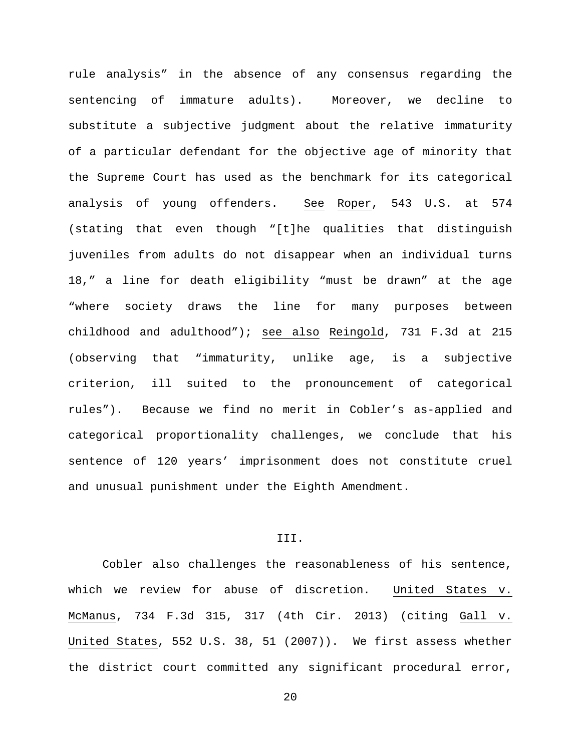rule analysis" in the absence of any consensus regarding the sentencing of immature adults). Moreover, we decline to substitute a subjective judgment about the relative immaturity of a particular defendant for the objective age of minority that the Supreme Court has used as the benchmark for its categorical analysis of young offenders. See Roper, 543 U.S. at 574 (stating that even though "[t]he qualities that distinguish juveniles from adults do not disappear when an individual turns 18," a line for death eligibility "must be drawn" at the age "where society draws the line for many purposes between childhood and adulthood"); see also Reingold, 731 F.3d at 215 (observing that "immaturity, unlike age, is a subjective criterion, ill suited to the pronouncement of categorical rules"). Because we find no merit in Cobler's as-applied and categorical proportionality challenges, we conclude that his sentence of 120 years' imprisonment does not constitute cruel and unusual punishment under the Eighth Amendment.

## III.

Cobler also challenges the reasonableness of his sentence, which we review for abuse of discretion. United States v. McManus, 734 F.3d 315, 317 (4th Cir. 2013) (citing Gall v. United States, 552 U.S. 38, 51 (2007)). We first assess whether the district court committed any significant procedural error,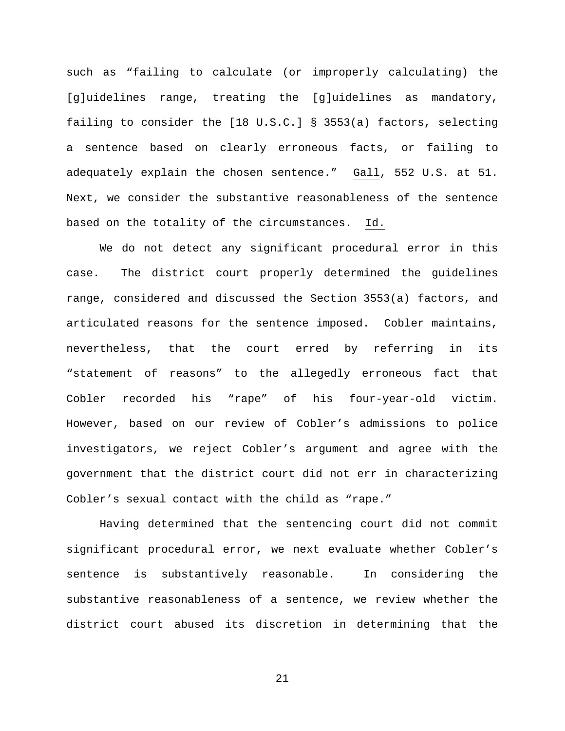such as "failing to calculate (or improperly calculating) the [g]uidelines range, treating the [g]uidelines as mandatory, failing to consider the [18 U.S.C.] § 3553(a) factors, selecting a sentence based on clearly erroneous facts, or failing to adequately explain the chosen sentence." Gall, 552 U.S. at 51. Next, we consider the substantive reasonableness of the sentence based on the totality of the circumstances. Id.

We do not detect any significant procedural error in this case. The district court properly determined the guidelines range, considered and discussed the Section 3553(a) factors, and articulated reasons for the sentence imposed. Cobler maintains, nevertheless, that the court erred by referring in its "statement of reasons" to the allegedly erroneous fact that Cobler recorded his "rape" of his four-year-old victim. However, based on our review of Cobler's admissions to police investigators, we reject Cobler's argument and agree with the government that the district court did not err in characterizing Cobler's sexual contact with the child as "rape."

Having determined that the sentencing court did not commit significant procedural error, we next evaluate whether Cobler's sentence is substantively reasonable. In considering the substantive reasonableness of a sentence, we review whether the district court abused its discretion in determining that the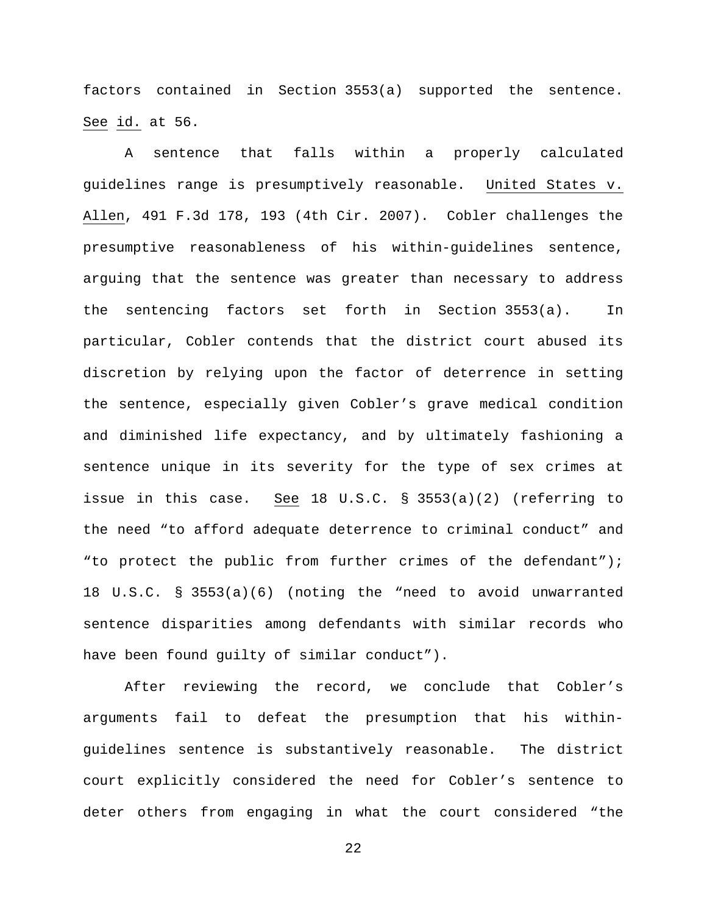factors contained in Section 3553(a) supported the sentence. See id. at 56.

A sentence that falls within a properly calculated guidelines range is presumptively reasonable. United States v. Allen, 491 F.3d 178, 193 (4th Cir. 2007). Cobler challenges the presumptive reasonableness of his within-guidelines sentence, arguing that the sentence was greater than necessary to address the sentencing factors set forth in Section 3553(a). In particular, Cobler contends that the district court abused its discretion by relying upon the factor of deterrence in setting the sentence, especially given Cobler's grave medical condition and diminished life expectancy, and by ultimately fashioning a sentence unique in its severity for the type of sex crimes at issue in this case. See 18 U.S.C. § 3553(a)(2) (referring to the need "to afford adequate deterrence to criminal conduct" and "to protect the public from further crimes of the defendant"); 18 U.S.C. § 3553(a)(6) (noting the "need to avoid unwarranted sentence disparities among defendants with similar records who have been found guilty of similar conduct").

After reviewing the record, we conclude that Cobler's arguments fail to defeat the presumption that his within-guidelines sentence is substantively reasonable. The district court explicitly considered the need for Cobler's sentence to deter others from engaging in what the court considered "the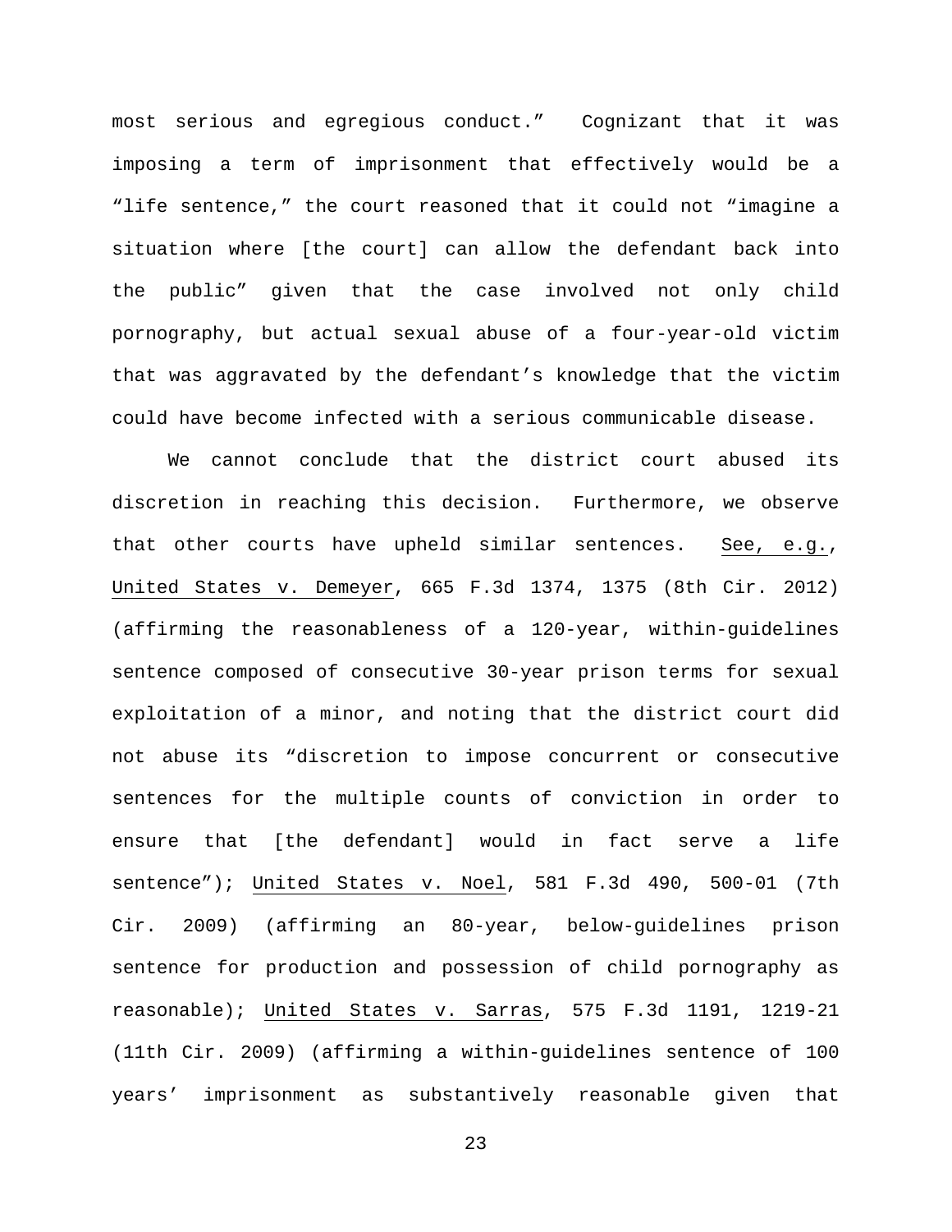most serious and egregious conduct." Cognizant that it was imposing a term of imprisonment that effectively would be a "life sentence," the court reasoned that it could not "imagine a situation where [the court] can allow the defendant back into the public" given that the case involved not only child pornography, but actual sexual abuse of a four-year-old victim that was aggravated by the defendant's knowledge that the victim could have become infected with a serious communicable disease.

We cannot conclude that the district court abused its discretion in reaching this decision. Furthermore, we observe that other courts have upheld similar sentences. See, e.g., United States v. Demeyer, 665 F.3d 1374, 1375 (8th Cir. 2012) (affirming the reasonableness of a 120-year, within-guidelines sentence composed of consecutive 30-year prison terms for sexual exploitation of a minor, and noting that the district court did not abuse its "discretion to impose concurrent or consecutive sentences for the multiple counts of conviction in order to ensure that [the defendant] would in fact serve a life sentence"); United States v. Noel, 581 F.3d 490, 500-01 (7th Cir. 2009) (affirming an 80-year, below-guidelines prison sentence for production and possession of child pornography as reasonable); United States v. Sarras, 575 F.3d 1191, 1219-21 (11th Cir. 2009) (affirming a within-guidelines sentence of 100 years' imprisonment as substantively reasonable given that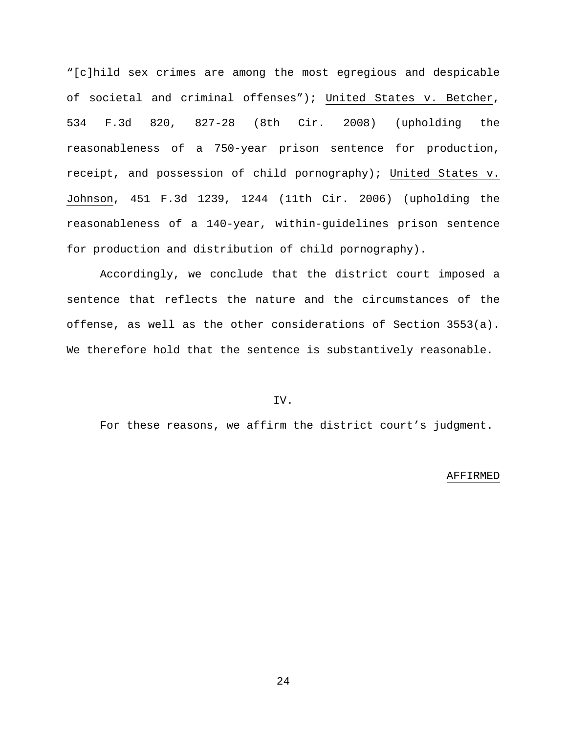"[c]hild sex crimes are among the most egregious and despicable of societal and criminal offenses"); United States v. Betcher, 534 F.3d 820, 827-28 (8th Cir. 2008) (upholding the reasonableness of a 750-year prison sentence for production, receipt, and possession of child pornography); United States v. Johnson, 451 F.3d 1239, 1244 (11th Cir. 2006) (upholding the reasonableness of a 140-year, within-guidelines prison sentence for production and distribution of child pornography).

Accordingly, we conclude that the district court imposed a sentence that reflects the nature and the circumstances of the offense, as well as the other considerations of Section 3553(a). We therefore hold that the sentence is substantively reasonable.

## IV.

For these reasons, we affirm the district court's judgment.

AFFIRMED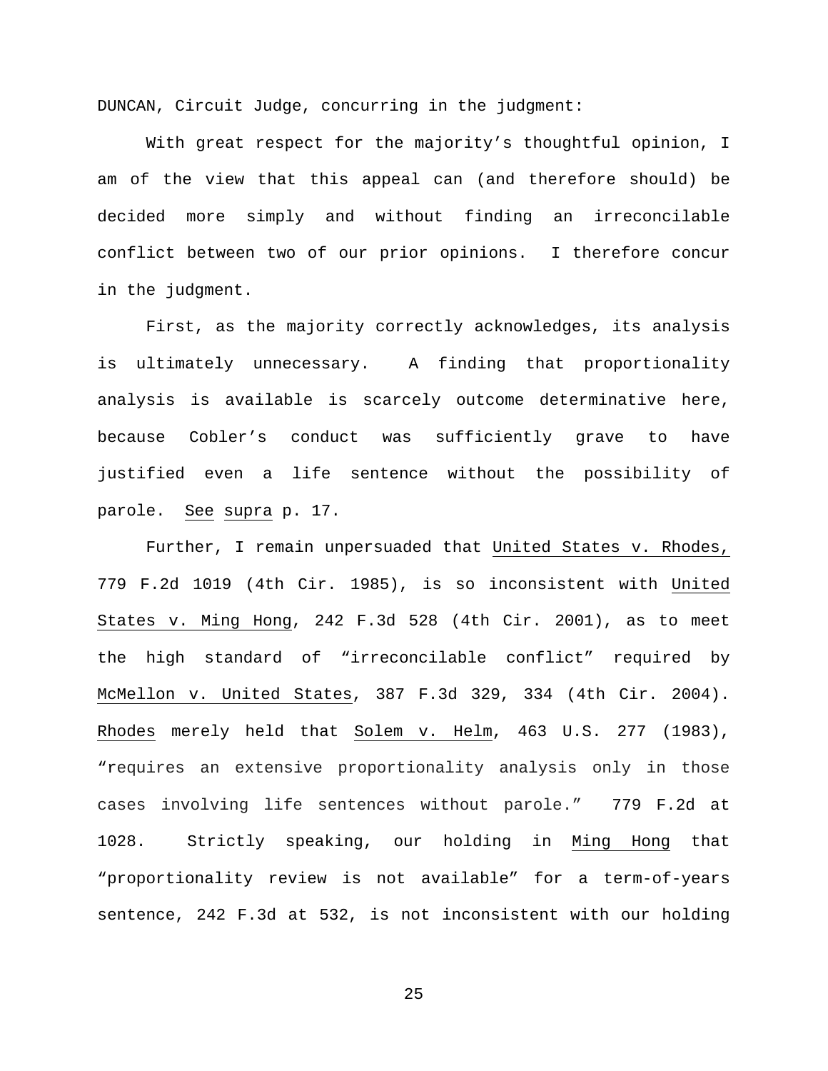DUNCAN, Circuit Judge, concurring in the judgment:

With great respect for the majority's thoughtful opinion, I am of the view that this appeal can (and therefore should) be decided more simply and without finding an irreconcilable conflict between two of our prior opinions. I therefore concur in the judgment.

First, as the majority correctly acknowledges, its analysis is ultimately unnecessary. A finding that proportionality analysis is available is scarcely outcome determinative here, because Cobler's conduct was sufficiently grave to have justified even a life sentence without the possibility of parole. See supra p. 17.

Further, I remain unpersuaded that United States v. Rhodes, 779 F.2d 1019 (4th Cir. 1985), is so inconsistent with United States v. Ming Hong, 242 F.3d 528 (4th Cir. 2001), as to meet the high standard of "irreconcilable conflict" required by McMellon v. United States, 387 F.3d 329, 334 (4th Cir. 2004). Rhodes merely held that Solem v. Helm, 463 U.S. 277 (1983), "requires an extensive proportionality analysis only in those cases involving life sentences without parole." 779 F.2d at 1028. Strictly speaking, our holding in Ming Hong that "proportionality review is not available" for a term-of-years sentence, 242 F.3d at 532, is not inconsistent with our holding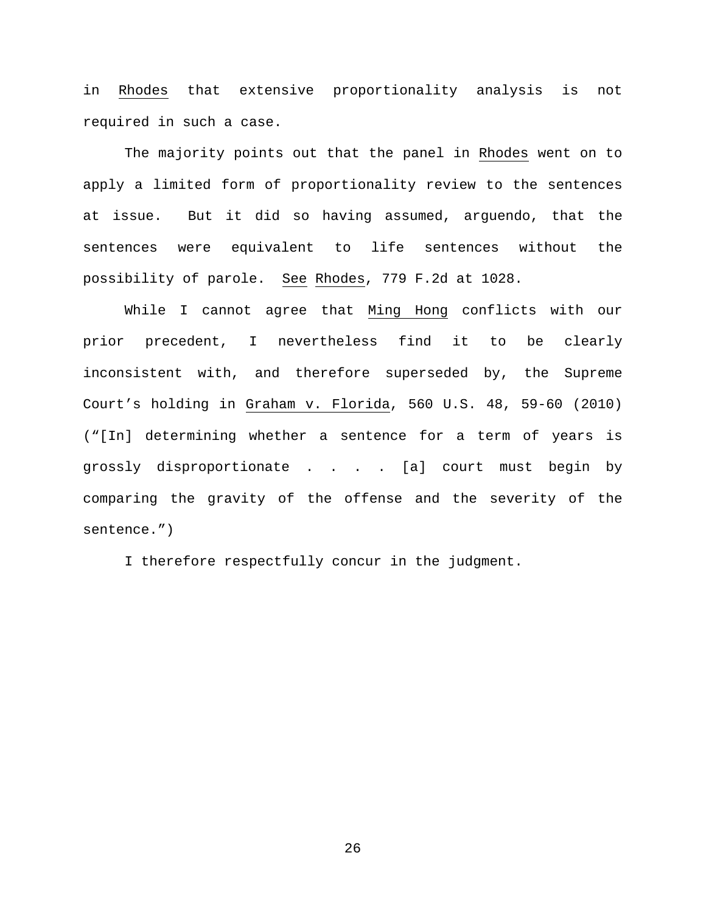in Rhodes that extensive proportionality analysis is not required in such a case.

The majority points out that the panel in Rhodes went on to apply a limited form of proportionality review to the sentences at issue. But it did so having assumed, arguendo, that the sentences were equivalent to life sentences without the possibility of parole. See Rhodes, 779 F.2d at 1028.

While I cannot agree that Ming Hong conflicts with our prior precedent, I nevertheless find it to be clearly inconsistent with, and therefore superseded by, the Supreme Court's holding in Graham v. Florida, 560 U.S. 48, 59-60 (2010) ("[In] determining whether a sentence for a term of years is grossly disproportionate . . . . [a] court must begin by comparing the gravity of the offense and the severity of the sentence.")

I therefore respectfully concur in the judgment.